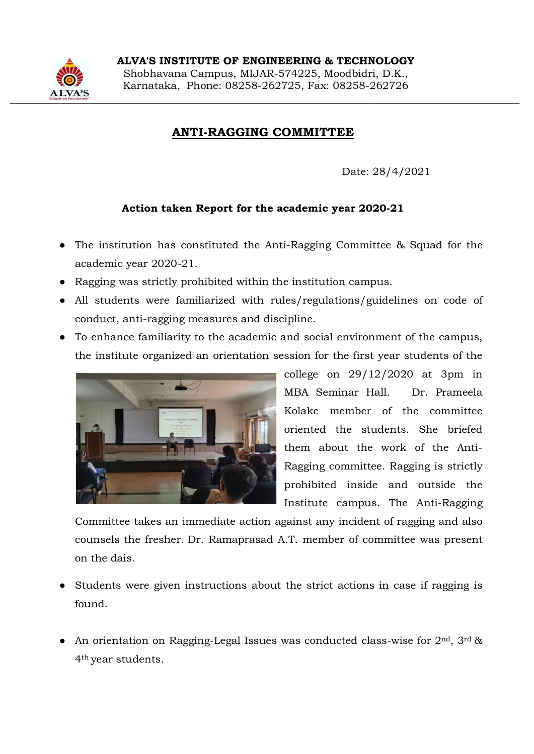**ALVA'S INSTITUTE OF ENGINEERING & TECHNOLOGY**
Shobhavana Campus, MIJAR-574225, Moodbidri, D.K., Karnataka, Phone: 08258-262725, Fax: 08258-262726

# ANTI-RAGGING COMMITTEE

Date: 28/4/2021

### Action taken Report for the academic year 2020-21

- The institution has constituted the Anti-Ragging Committee & Squad for the academic year 2020-21.
- Ragging was strictly prohibited within the institution campus.
- All students were familiarized with rules/regulations/guidelines on code of conduct, anti-ragging measures and discipline.
- To enhance familiarity to the academic and social environment of the campus, the institute organized an orientation session for the first year students of the college on 29/12/2020 at 3pm in MBA Seminar Hall. Dr. Prameela Kolake member of the committee oriented the students. She briefed them about the work of the Anti-Ragging committee. Ragging is strictly prohibited inside and outside the Institute campus. The Anti-Ragging Committee takes an immediate action against any incident of ragging and also counsels the fresher. Dr. Ramaprasad A.T. member of committee was present on the dais.
- Students were given instructions about the strict actions in case if ragging is found.
- An orientation on Ragging-Legal Issues was conducted class-wise for 2nd, 3rd & 4th year students.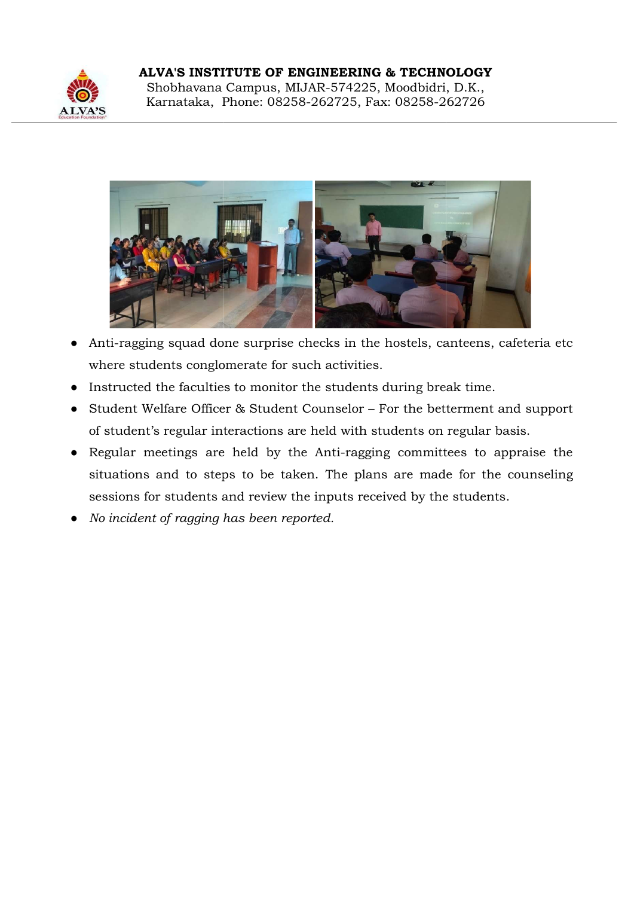- Anti-ragging squad done surprise checks in the hostels, canteens, cafeteria etc where students conglomerate for such activities.
- Instructed the faculties to monitor the students during break time.
- Student Welfare Officer & Student Counselor – For the betterment and support of student's regular interactions are held with students on regular basis.
- Regular meetings are held by the Anti-ragging committees to appraise the situations and to steps to be taken. The plans are made for the counseling sessions for students and review the inputs received by the students.
- *No incident of ragging has been reported.*